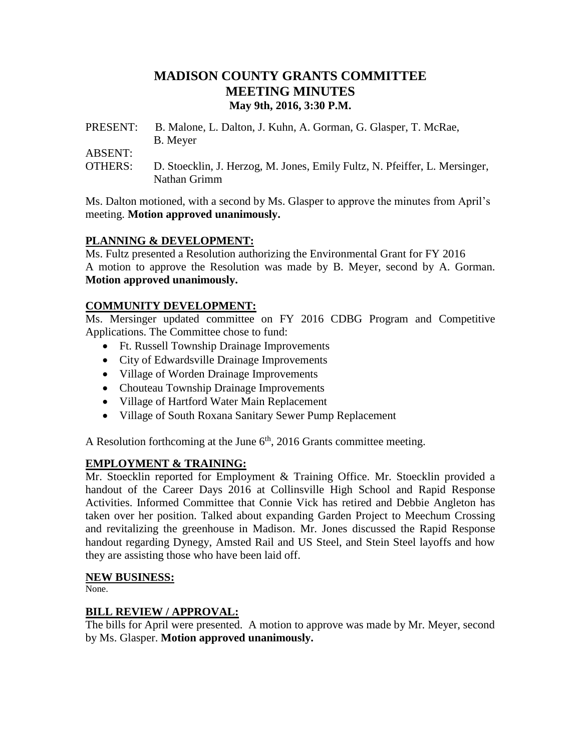# MADISON COUNTY GRANTS COMMITTEE
# MEETING MINUTES
### May 9th, 2016, 3:30 P.M.

PRESENT: B. Malone, L. Dalton, J. Kuhn, A. Gorman, G. Glasper, T. McRae, B. Meyer

ABSENT:

OTHERS: D. Stoecklin, J. Herzog, M. Jones, Emily Fultz, N. Pfeiffer, L. Mersinger, Nathan Grimm

Ms. Dalton motioned, with a second by Ms. Glasper to approve the minutes from April's meeting. **Motion approved unanimously.**

## PLANNING & DEVELOPMENT:

Ms. Fultz presented a Resolution authorizing the Environmental Grant for FY 2016
A motion to approve the Resolution was made by B. Meyer, second by A. Gorman. **Motion approved unanimously.**

## COMMUNITY DEVELOPMENT:

Ms. Mersinger updated committee on FY 2016 CDBG Program and Competitive Applications. The Committee chose to fund:

- Ft. Russell Township Drainage Improvements
- City of Edwardsville Drainage Improvements
- Village of Worden Drainage Improvements
- Chouteau Township Drainage Improvements
- Village of Hartford Water Main Replacement
- Village of South Roxana Sanitary Sewer Pump Replacement

A Resolution forthcoming at the June 6th, 2016 Grants committee meeting.

## EMPLOYMENT & TRAINING:

Mr. Stoecklin reported for Employment & Training Office. Mr. Stoecklin provided a handout of the Career Days 2016 at Collinsville High School and Rapid Response Activities. Informed Committee that Connie Vick has retired and Debbie Angleton has taken over her position. Talked about expanding Garden Project to Meechum Crossing and revitalizing the greenhouse in Madison. Mr. Jones discussed the Rapid Response handout regarding Dynegy, Amsted Rail and US Steel, and Stein Steel layoffs and how they are assisting those who have been laid off.

## NEW BUSINESS:

None.

## BILL REVIEW / APPROVAL:

The bills for April were presented. A motion to approve was made by Mr. Meyer, second by Ms. Glasper. **Motion approved unanimously.**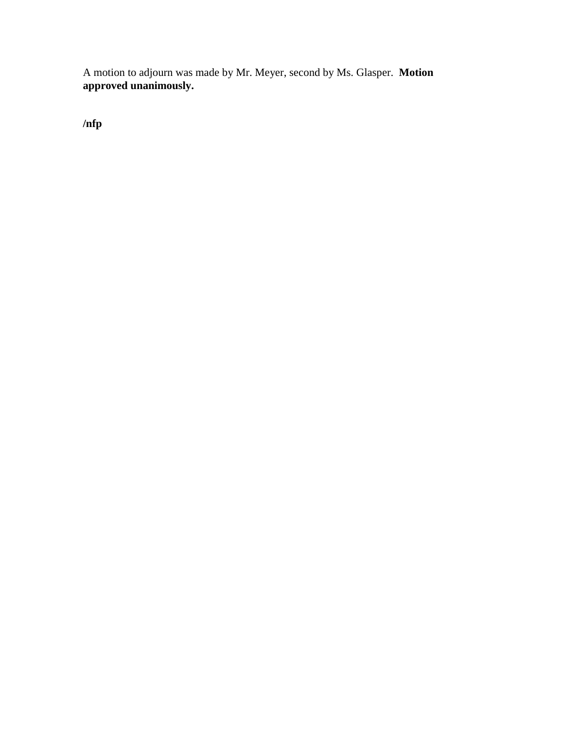A motion to adjourn was made by Mr. Meyer, second by Ms. Glasper. **Motion approved unanimously.**

**/nfp**